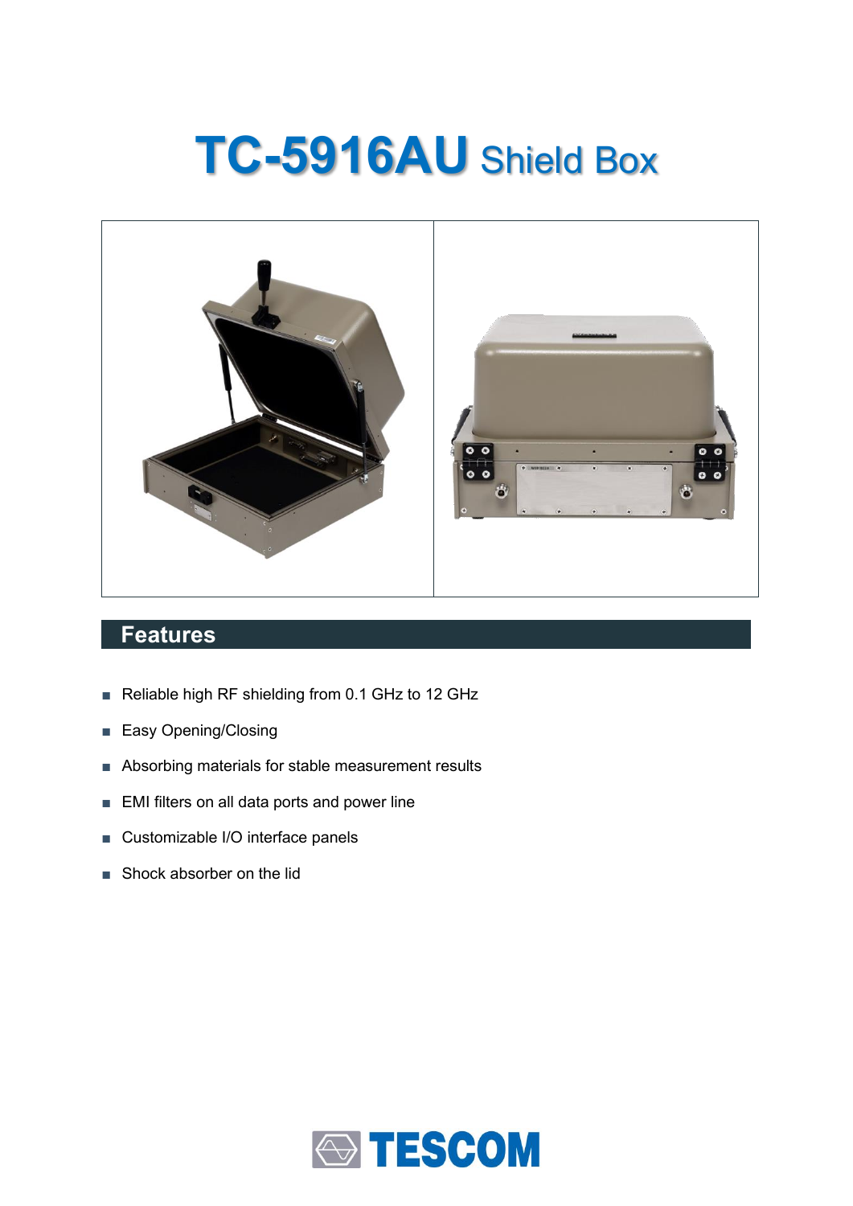# TC-5916AU Shield Box

## Features

- Reliable high RF shielding from 0.1 GHz to 12 GHz
- Easy Opening/Closing
- Absorbing materials for stable measurement results
- EMI filters on all data ports and power line
- Customizable I/O interface panels
- Shock absorber on the lid

TESCOM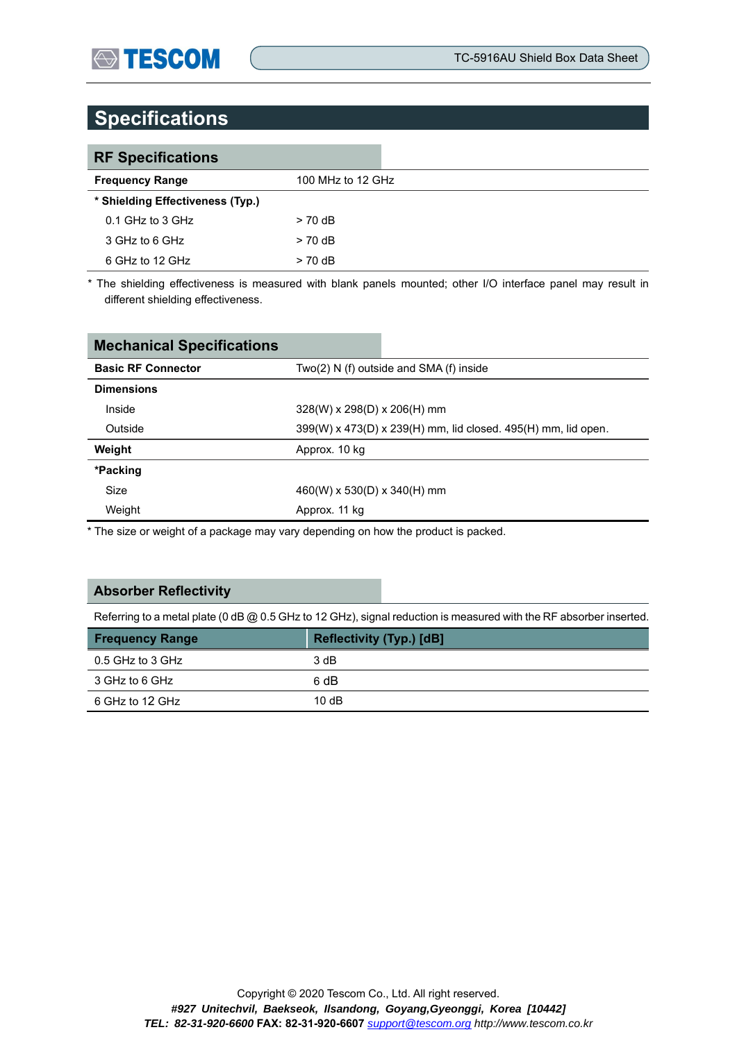# Specifications

## RF Specifications

| | |
|---|---|
| **Frequency Range** | 100 MHz to 12 GHz |
| **\* Shielding Effectiveness (Typ.)** | |
| 0.1 GHz to 3 GHz | > 70 dB |
| 3 GHz to 6 GHz | > 70 dB |
| 6 GHz to 12 GHz | > 70 dB |

\* The shielding effectiveness is measured with blank panels mounted; other I/O interface panel may result in different shielding effectiveness.

## Mechanical Specifications

| | |
|---|---|
| **Basic RF Connector** | Two(2) N (f) outside and SMA (f) inside |
| **Dimensions** | |
| Inside | 328(W) x 298(D) x 206(H) mm |
| Outside | 399(W) x 473(D) x 239(H) mm, lid closed. 495(H) mm, lid open. |
| **Weight** | Approx. 10 kg |
| **\*Packing** | |
| Size | 460(W) x 530(D) x 340(H) mm |
| Weight | Approx. 11 kg |

\* The size or weight of a package may vary depending on how the product is packed.

## Absorber Reflectivity

Referring to a metal plate (0 dB @ 0.5 GHz to 12 GHz), signal reduction is measured with the RF absorber inserted.

| Frequency Range | Reflectivity (Typ.) [dB] |
|---|---|
| 0.5 GHz to 3 GHz | 3 dB |
| 3 GHz to 6 GHz | 6 dB |
| 6 GHz to 12 GHz | 10 dB |

Copyright © 2020 Tescom Co., Ltd. All right reserved.

*#927 Unitechvil, Baekseok, Ilsandong, Goyang,Gyeonggi, Korea [10442]*

***TEL: 82-31-920-6600*** **FAX: 82-31-920-6607** *support@tescom.org http://www.tescom.co.kr*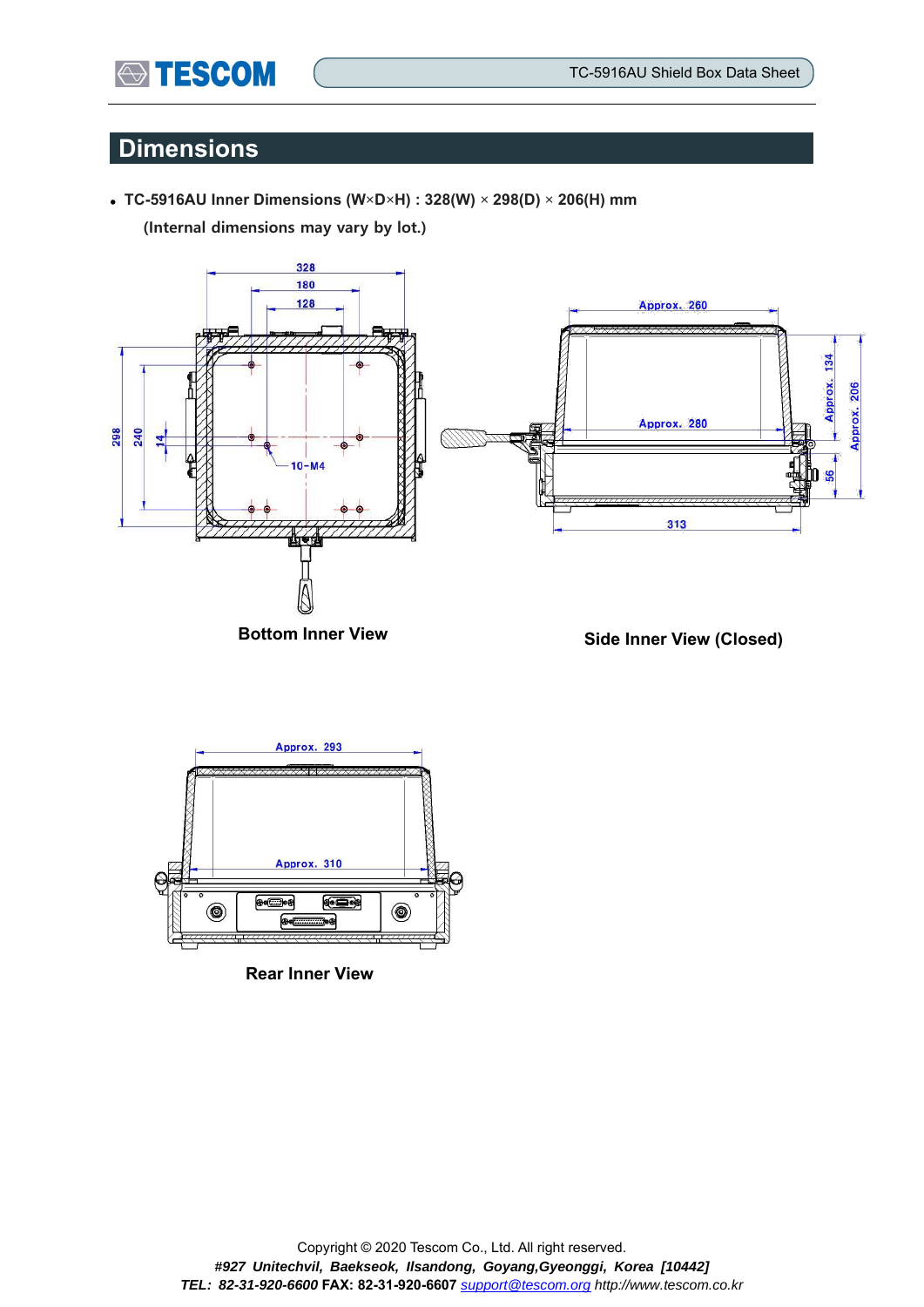## Dimensions

- **TC-5916AU Inner Dimensions (W×D×H) : 328(W) × 298(D) × 206(H) mm**

  **(Internal dimensions may vary by lot.)**

**Bottom Inner View**

**Side Inner View (Closed)**

**Rear Inner View**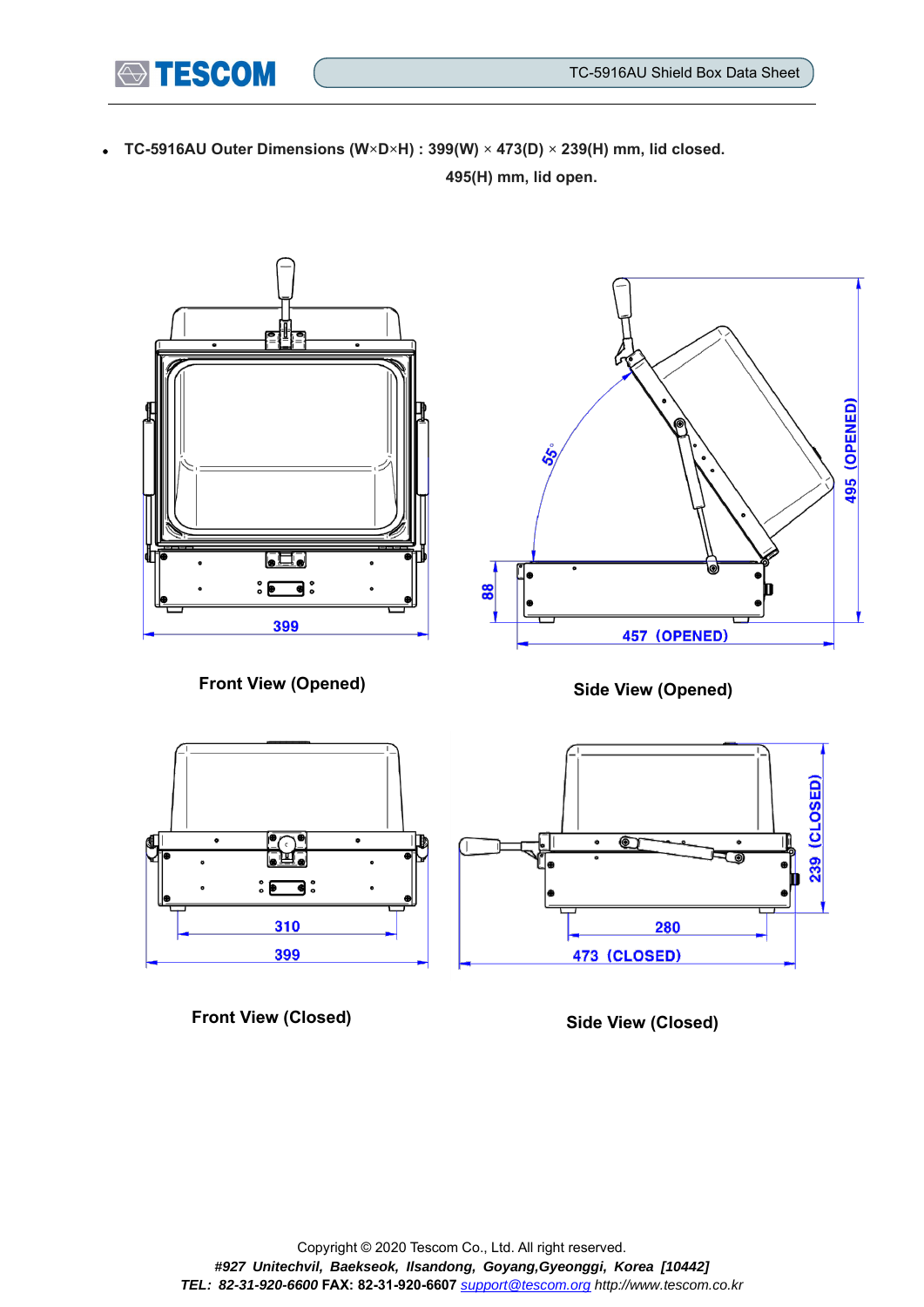- **TC-5916AU Outer Dimensions (W×D×H) : 399(W) × 473(D) × 239(H) mm, lid closed.**
  **495(H) mm, lid open.**

55°

399

88

457 (OPENED)

495 (OPENED)

**Front View (Opened)**

**Side View (Opened)**

310

399

280

473 (CLOSED)

239 (CLOSED)

**Front View (Closed)**

**Side View (Closed)**

Copyright © 2020 Tescom Co., Ltd. All right reserved.
*#927 Unitechvil, Baekseok, Ilsandong, Goyang,Gyeonggi, Korea [10442]*
*TEL: 82-31-920-6600* **FAX: 82-31-920-6607** *support@tescom.org http://www.tescom.co.kr*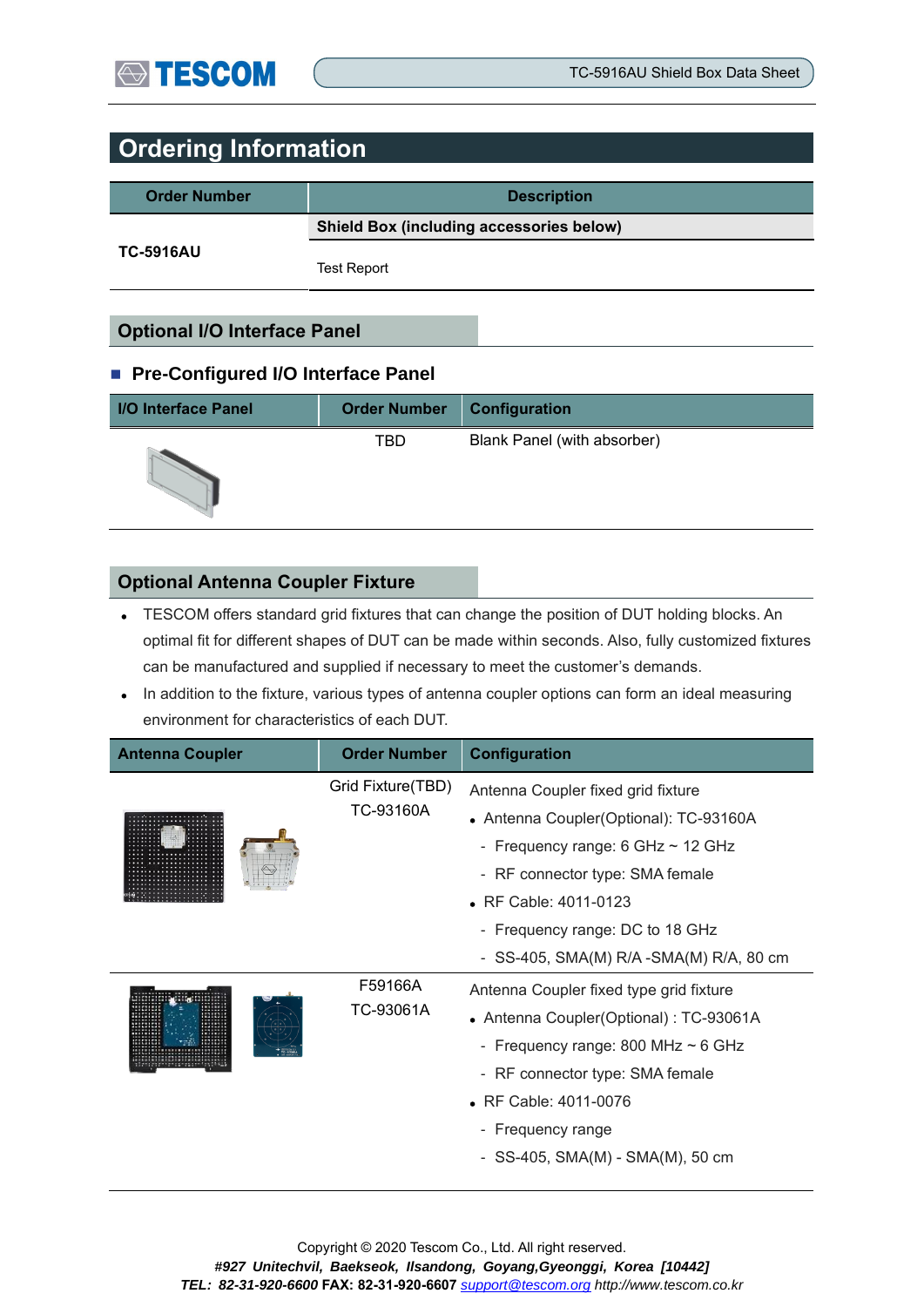## Ordering Information

| Order Number | Description |
|---|---|
| TC-5916AU | **Shield Box (including accessories below)** |
| | Test Report |

### Optional I/O Interface Panel

- **Pre-Configured I/O Interface Panel**

| I/O Interface Panel | Order Number | Configuration |
|---|---|---|
| | TBD | Blank Panel (with absorber) |

### Optional Antenna Coupler Fixture

- TESCOM offers standard grid fixtures that can change the position of DUT holding blocks. An optimal fit for different shapes of DUT can be made within seconds. Also, fully customized fixtures can be manufactured and supplied if necessary to meet the customer's demands.
- In addition to the fixture, various types of antenna coupler options can form an ideal measuring environment for characteristics of each DUT.

| Antenna Coupler | Order Number | Configuration |
|---|---|---|
| | Grid Fixture(TBD)<br>TC-93160A | Antenna Coupler fixed grid fixture<br>• Antenna Coupler(Optional): TC-93160A<br>- Frequency range: 6 GHz ~ 12 GHz<br>- RF connector type: SMA female<br>• RF Cable: 4011-0123<br>- Frequency range: DC to 18 GHz<br>- SS-405, SMA(M) R/A -SMA(M) R/A, 80 cm |
| | F59166A<br>TC-93061A | Antenna Coupler fixed type grid fixture<br>• Antenna Coupler(Optional) : TC-93061A<br>- Frequency range: 800 MHz ~ 6 GHz<br>- RF connector type: SMA female<br>• RF Cable: 4011-0076<br>- Frequency range<br>- SS-405, SMA(M) - SMA(M), 50 cm |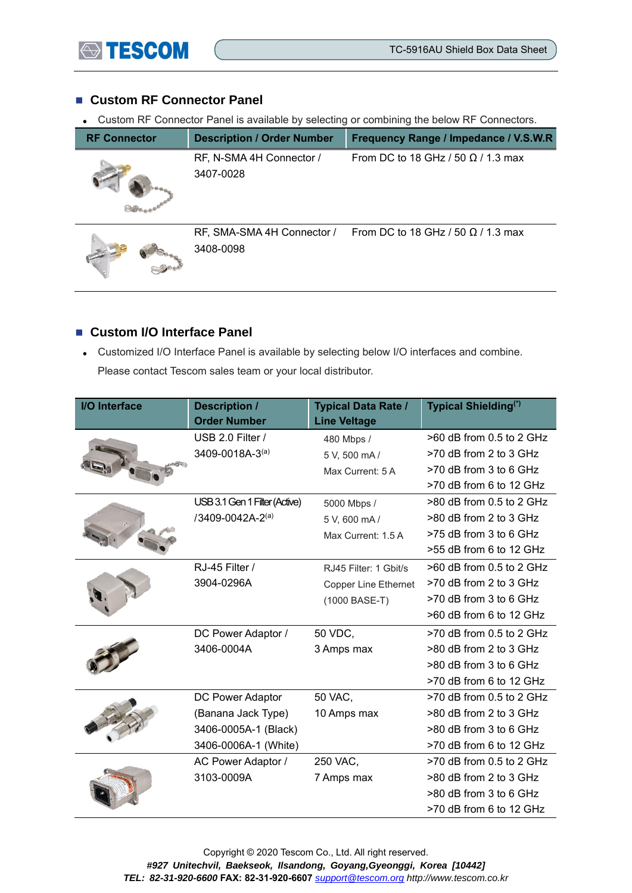## Custom RF Connector Panel

- Custom RF Connector Panel is available by selecting or combining the below RF Connectors.

| RF Connector | Description / Order Number | Frequency Range / Impedance / V.S.W.R |
|---|---|---|
| | RF, N-SMA 4H Connector / 3407-0028 | From DC to 18 GHz / 50 Ω / 1.3 max |
| | RF, SMA-SMA 4H Connector / 3408-0098 | From DC to 18 GHz / 50 Ω / 1.3 max |

## Custom I/O Interface Panel

- Customized I/O Interface Panel is available by selecting below I/O interfaces and combine. Please contact Tescom sales team or your local distributor.

| I/O Interface | Description / Order Number | Typical Data Rate / Line Veltage | Typical Shielding[*] |
|---|---|---|---|
| | USB 2.0 Filter / 3409-0018A-3[a] | 480 Mbps / 5 V, 500 mA / Max Current: 5 A | >60 dB from 0.5 to 2 GHz<br>>70 dB from 2 to 3 GHz<br>>70 dB from 3 to 6 GHz<br>>70 dB from 6 to 12 GHz |
| | USB 3.1 Gen 1 Filter (Active) /3409-0042A-2[a] | 5000 Mbps / 5 V, 600 mA / Max Current: 1.5 A | >80 dB from 0.5 to 2 GHz<br>>80 dB from 2 to 3 GHz<br>>75 dB from 3 to 6 GHz<br>>55 dB from 6 to 12 GHz |
| | RJ-45 Filter / 3904-0296A | RJ45 Filter: 1 Gbit/s Copper Line Ethernet (1000 BASE-T) | >60 dB from 0.5 to 2 GHz<br>>70 dB from 2 to 3 GHz<br>>70 dB from 3 to 6 GHz<br>>60 dB from 6 to 12 GHz |
| | DC Power Adaptor / 3406-0004A | 50 VDC, 3 Amps max | >70 dB from 0.5 to 2 GHz<br>>80 dB from 2 to 3 GHz<br>>80 dB from 3 to 6 GHz<br>>70 dB from 6 to 12 GHz |
| | DC Power Adaptor (Banana Jack Type) 3406-0005A-1 (Black) 3406-0006A-1 (White) | 50 VAC, 10 Amps max | >70 dB from 0.5 to 2 GHz<br>>80 dB from 2 to 3 GHz<br>>80 dB from 3 to 6 GHz<br>>70 dB from 6 to 12 GHz |
| | AC Power Adaptor / 3103-0009A | 250 VAC, 7 Amps max | >70 dB from 0.5 to 2 GHz<br>>80 dB from 2 to 3 GHz<br>>80 dB from 3 to 6 GHz<br>>70 dB from 6 to 12 GHz |

Copyright © 2020 Tescom Co., Ltd. All right reserved.
*#927 Unitechvil, Baekseok, Ilsandong, Goyang,Gyeonggi, Korea [10442]*
*TEL: 82-31-920-6600* **FAX: 82-31-920-6607** *support@tescom.org http://www.tescom.co.kr*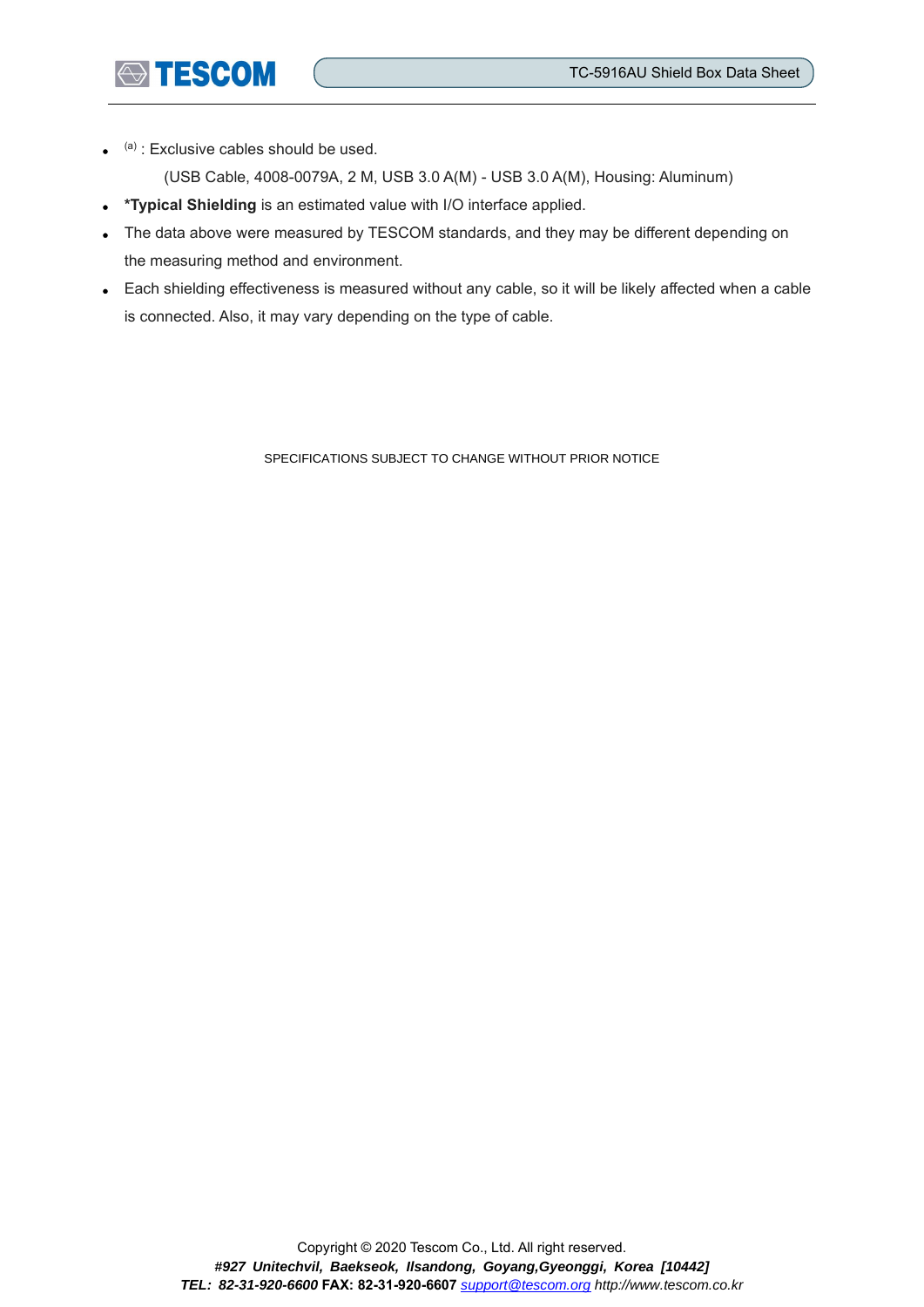- [(a)] : Exclusive cables should be used.

  (USB Cable, 4008-0079A, 2 M, USB 3.0 A(M) - USB 3.0 A(M), Housing: Aluminum)
- ***Typical Shielding** is an estimated value with I/O interface applied.
- The data above were measured by TESCOM standards, and they may be different depending on the measuring method and environment.
- Each shielding effectiveness is measured without any cable, so it will be likely affected when a cable is connected. Also, it may vary depending on the type of cable.

SPECIFICATIONS SUBJECT TO CHANGE WITHOUT PRIOR NOTICE

Copyright © 2020 Tescom Co., Ltd. All right reserved.

*#927 Unitechvil, Baekseok, Ilsandong, Goyang,Gyeonggi, Korea [10442]*

***TEL: 82-31-920-6600* FAX: 82-31-920-6607** *support@tescom.org http://www.tescom.co.kr*